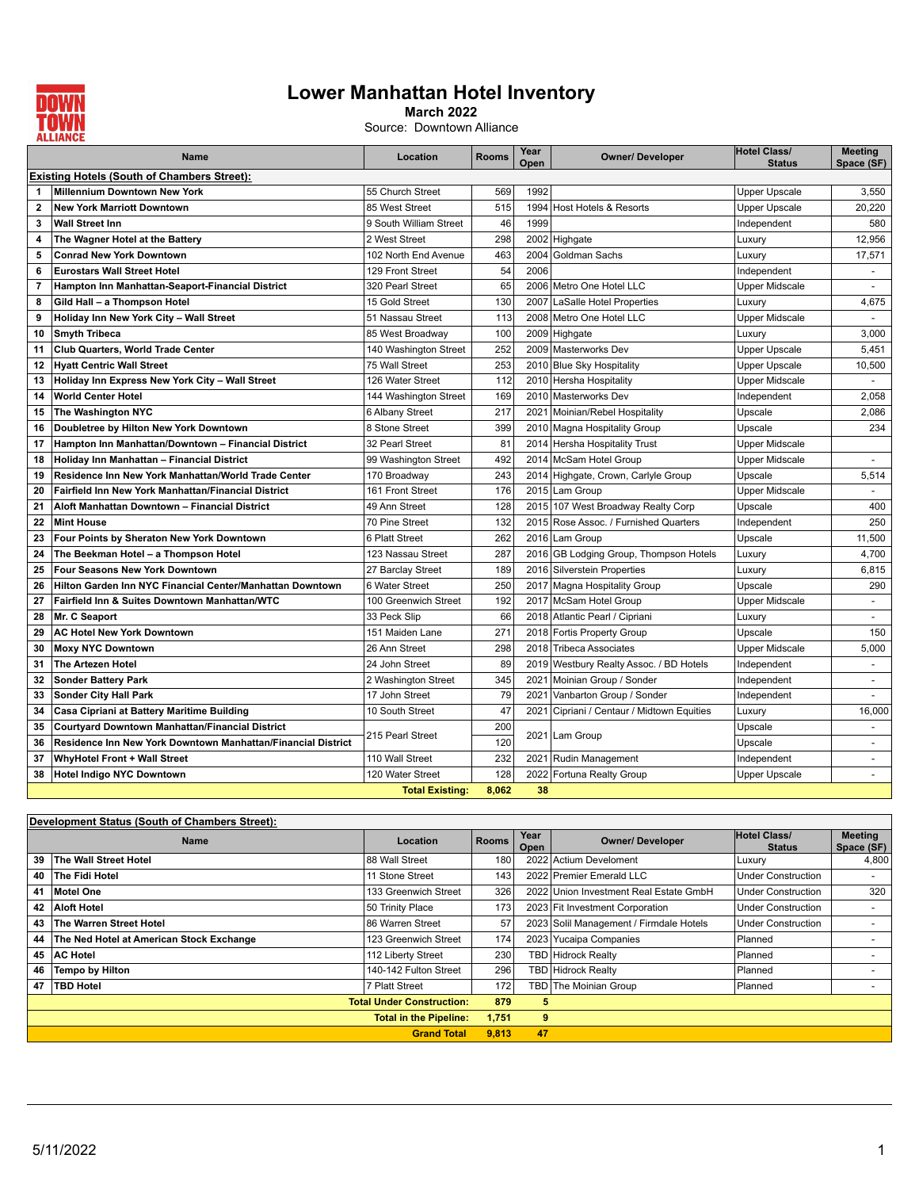# Lower Manhattan Hotel Inventory

**March 2022**

Source: Downtown Alliance

| | Name | Location | Rooms | Year Open | Owner/ Developer | Hotel Class/ Status | Meeting Space (SF) |
|---|---|---|---|---|---|---|---|
| **Existing Hotels (South of Chambers Street):** | | | | | | | |
| 1 | **Millennium Downtown New York** | 55 Church Street | 569 | 1992 | | Upper Upscale | 3,550 |
| 2 | **New York Marriott Downtown** | 85 West Street | 515 | 1994 | Host Hotels & Resorts | Upper Upscale | 20,220 |
| 3 | **Wall Street Inn** | 9 South William Street | 46 | 1999 | | Independent | 580 |
| 4 | **The Wagner Hotel at the Battery** | 2 West Street | 298 | 2002 | Highgate | Luxury | 12,956 |
| 5 | **Conrad New York Downtown** | 102 North End Avenue | 463 | 2004 | Goldman Sachs | Luxury | 17,571 |
| 6 | **Eurostars Wall Street Hotel** | 129 Front Street | 54 | 2006 | | Independent | - |
| 7 | **Hampton Inn Manhattan-Seaport-Financial District** | 320 Pearl Street | 65 | 2006 | Metro One Hotel LLC | Upper Midscale | - |
| 8 | **Gild Hall – a Thompson Hotel** | 15 Gold Street | 130 | 2007 | LaSalle Hotel Properties | Luxury | 4,675 |
| 9 | **Holiday Inn New York City – Wall Street** | 51 Nassau Street | 113 | 2008 | Metro One Hotel LLC | Upper Midscale | - |
| 10 | **Smyth Tribeca** | 85 West Broadway | 100 | 2009 | Highgate | Luxury | 3,000 |
| 11 | **Club Quarters, World Trade Center** | 140 Washington Street | 252 | 2009 | Masterworks Dev | Upper Upscale | 5,451 |
| 12 | **Hyatt Centric Wall Street** | 75 Wall Street | 253 | 2010 | Blue Sky Hospitality | Upper Upscale | 10,500 |
| 13 | **Holiday Inn Express New York City – Wall Street** | 126 Water Street | 112 | 2010 | Hersha Hospitality | Upper Midscale | - |
| 14 | **World Center Hotel** | 144 Washington Street | 169 | 2010 | Masterworks Dev | Independent | 2,058 |
| 15 | **The Washington NYC** | 6 Albany Street | 217 | 2021 | Moinian/Rebel Hospitality | Upscale | 2,086 |
| 16 | **Doubletree by Hilton New York Downtown** | 8 Stone Street | 399 | 2010 | Magna Hospitality Group | Upscale | 234 |
| 17 | **Hampton Inn Manhattan/Downtown – Financial District** | 32 Pearl Street | 81 | 2014 | Hersha Hospitality Trust | Upper Midscale | |
| 18 | **Holiday Inn Manhattan – Financial District** | 99 Washington Street | 492 | 2014 | McSam Hotel Group | Upper Midscale | - |
| 19 | **Residence Inn New York Manhattan/World Trade Center** | 170 Broadway | 243 | 2014 | Highgate, Crown, Carlyle Group | Upscale | 5,514 |
| 20 | **Fairfield Inn New York Manhattan/Financial District** | 161 Front Street | 176 | 2015 | Lam Group | Upper Midscale | - |
| 21 | **Aloft Manhattan Downtown – Financial District** | 49 Ann Street | 128 | 2015 | 107 West Broadway Realty Corp | Upscale | 400 |
| 22 | **Mint House** | 70 Pine Street | 132 | 2015 | Rose Assoc. / Furnished Quarters | Independent | 250 |
| 23 | **Four Points by Sheraton New York Downtown** | 6 Platt Street | 262 | 2016 | Lam Group | Upscale | 11,500 |
| 24 | **The Beekman Hotel – a Thompson Hotel** | 123 Nassau Street | 287 | 2016 | GB Lodging Group, Thompson Hotels | Luxury | 4,700 |
| 25 | **Four Seasons New York Downtown** | 27 Barclay Street | 189 | 2016 | Silverstein Properties | Luxury | 6,815 |
| 26 | **Hilton Garden Inn NYC Financial Center/Manhattan Downtown** | 6 Water Street | 250 | 2017 | Magna Hospitality Group | Upscale | 290 |
| 27 | **Fairfield Inn & Suites Downtown Manhattan/WTC** | 100 Greenwich Street | 192 | 2017 | McSam Hotel Group | Upper Midscale | - |
| 28 | **Mr. C Seaport** | 33 Peck Slip | 66 | 2018 | Atlantic Pearl / Cipriani | Luxury | - |
| 29 | **AC Hotel New York Downtown** | 151 Maiden Lane | 271 | 2018 | Fortis Property Group | Upscale | 150 |
| 30 | **Moxy NYC Downtown** | 26 Ann Street | 298 | 2018 | Tribeca Associates | Upper Midscale | 5,000 |
| 31 | **The Artezen Hotel** | 24 John Street | 89 | 2019 | Westbury Realty Assoc. / BD Hotels | Independent | - |
| 32 | **Sonder Battery Park** | 2 Washington Street | 345 | 2021 | Moinian Group / Sonder | Independent | - |
| 33 | **Sonder City Hall Park** | 17 John Street | 79 | 2021 | Vanbarton Group / Sonder | Independent | - |
| 34 | **Casa Cipriani at Battery Maritime Building** | 10 South Street | 47 | 2021 | Cipriani / Centaur / Midtown Equities | Luxury | 16,000 |
| 35 | **Courtyard Downtown Manhattan/Financial District** | 215 Pearl Street | 200 | 2021 | Lam Group | Upscale | - |
| 36 | **Residence Inn New York Downtown Manhattan/Financial District** | 215 Pearl Street | 120 | 2021 | Lam Group | Upscale | - |
| 37 | **WhyHotel Front + Wall Street** | 110 Wall Street | 232 | 2021 | Rudin Management | Independent | - |
| 38 | **Hotel Indigo NYC Downtown** | 120 Water Street | 128 | 2022 | Fortuna Realty Group | Upper Upscale | - |
| | | **Total Existing:** | **8,062** | **38** | | | |

| | Name | Location | Rooms | Year Open | Owner/ Developer | Hotel Class/ Status | Meeting Space (SF) |
|---|---|---|---|---|---|---|---|
| **Development Status (South of Chambers Street):** | | | | | | | |
| 39 | **The Wall Street Hotel** | 88 Wall Street | 180 | 2022 | Actium Develoment | Luxury | 4,800 |
| 40 | **The Fidi Hotel** | 11 Stone Street | 143 | 2022 | Premier Emerald LLC | Under Construction | - |
| 41 | **Motel One** | 133 Greenwich Street | 326 | 2022 | Union Investment Real Estate GmbH | Under Construction | 320 |
| 42 | **Aloft Hotel** | 50 Trinity Place | 173 | 2023 | Fit Investment Corporation | Under Construction | - |
| 43 | **The Warren Street Hotel** | 86 Warren Street | 57 | 2023 | Solil Management / Firmdale Hotels | Under Construction | - |
| 44 | **The Ned Hotel at American Stock Exchange** | 123 Greenwich Street | 174 | 2023 | Yucaipa Companies | Planned | - |
| 45 | **AC Hotel** | 112 Liberty Street | 230 | TBD | Hidrock Realty | Planned | - |
| 46 | **Tempo by Hilton** | 140-142 Fulton Street | 296 | TBD | Hidrock Realty | Planned | - |
| 47 | **TBD Hotel** | 7 Platt Street | 172 | TBD | The Moinian Group | Planned | - |
| | | **Total Under Construction:** | **879** | **5** | | | |
| | | **Total in the Pipeline:** | **1,751** | **9** | | | |
| | | **Grand Total** | **9,813** | **47** | | | |

5/11/2022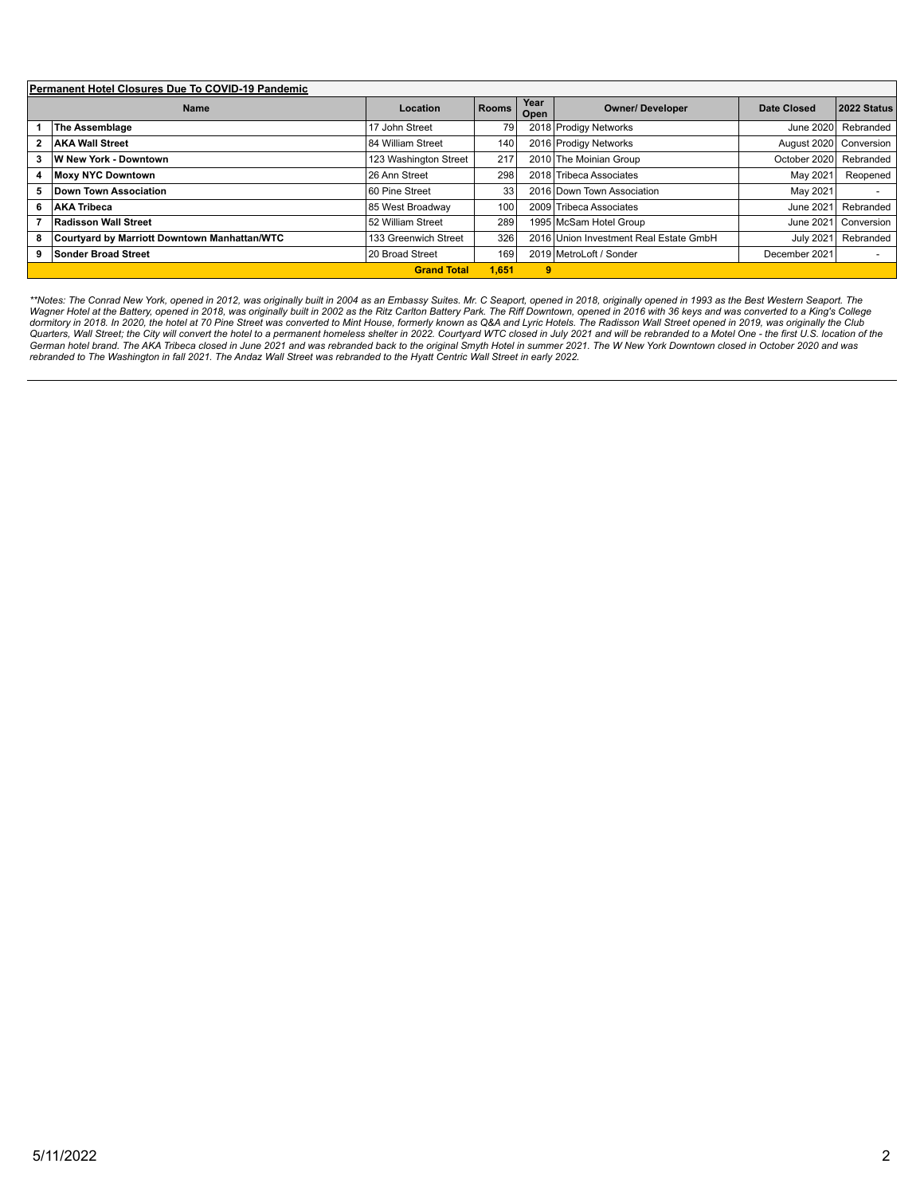**Permanent Hotel Closures Due To COVID-19 Pandemic**

| | Name | Location | Rooms | Year Open | Owner/ Developer | Date Closed | 2022 Status |
|---|---|---|---|---|---|---|---|
| 1 | **The Assemblage** | 17 John Street | 79 | 2018 | Prodigy Networks | June 2020 | Rebranded |
| 2 | **AKA Wall Street** | 84 William Street | 140 | 2016 | Prodigy Networks | August 2020 | Conversion |
| 3 | **W New York - Downtown** | 123 Washington Street | 217 | 2010 | The Moinian Group | October 2020 | Rebranded |
| 4 | **Moxy NYC Downtown** | 26 Ann Street | 298 | 2018 | Tribeca Associates | May 2021 | Reopened |
| 5 | **Down Town Association** | 60 Pine Street | 33 | 2016 | Down Town Association | May 2021 | - |
| 6 | **AKA Tribeca** | 85 West Broadway | 100 | 2009 | Tribeca Associates | June 2021 | Rebranded |
| 7 | **Radisson Wall Street** | 52 William Street | 289 | 1995 | McSam Hotel Group | June 2021 | Conversion |
| 8 | **Courtyard by Marriott Downtown Manhattan/WTC** | 133 Greenwich Street | 326 | 2016 | Union Investment Real Estate GmbH | July 2021 | Rebranded |
| 9 | **Sonder Broad Street** | 20 Broad Street | 169 | 2019 | MetroLoft / Sonder | December 2021 | - |
| | | **Grand Total** | **1,651** | **9** | | | |

*\*\*Notes: The Conrad New York, opened in 2012, was originally built in 2004 as an Embassy Suites. Mr. C Seaport, opened in 2018, originally opened in 1993 as the Best Western Seaport. The Wagner Hotel at the Battery, opened in 2018, was originally built in 2002 as the Ritz Carlton Battery Park. The Riff Downtown, opened in 2016 with 36 keys and was converted to a King's College dormitory in 2018. In 2020, the hotel at 70 Pine Street was converted to Mint House, formerly known as Q&A and Lyric Hotels. The Radisson Wall Street opened in 2019, was originally the Club Quarters, Wall Street; the City will convert the hotel to a permanent homeless shelter in 2022. Courtyard WTC closed in July 2021 and will be rebranded to a Motel One - the first U.S. location of the German hotel brand. The AKA Tribeca closed in June 2021 and was rebranded back to the original Smyth Hotel in summer 2021. The W New York Downtown closed in October 2020 and was rebranded to The Washington in fall 2021. The Andaz Wall Street was rebranded to the Hyatt Centric Wall Street in early 2022.*

5/11/2022